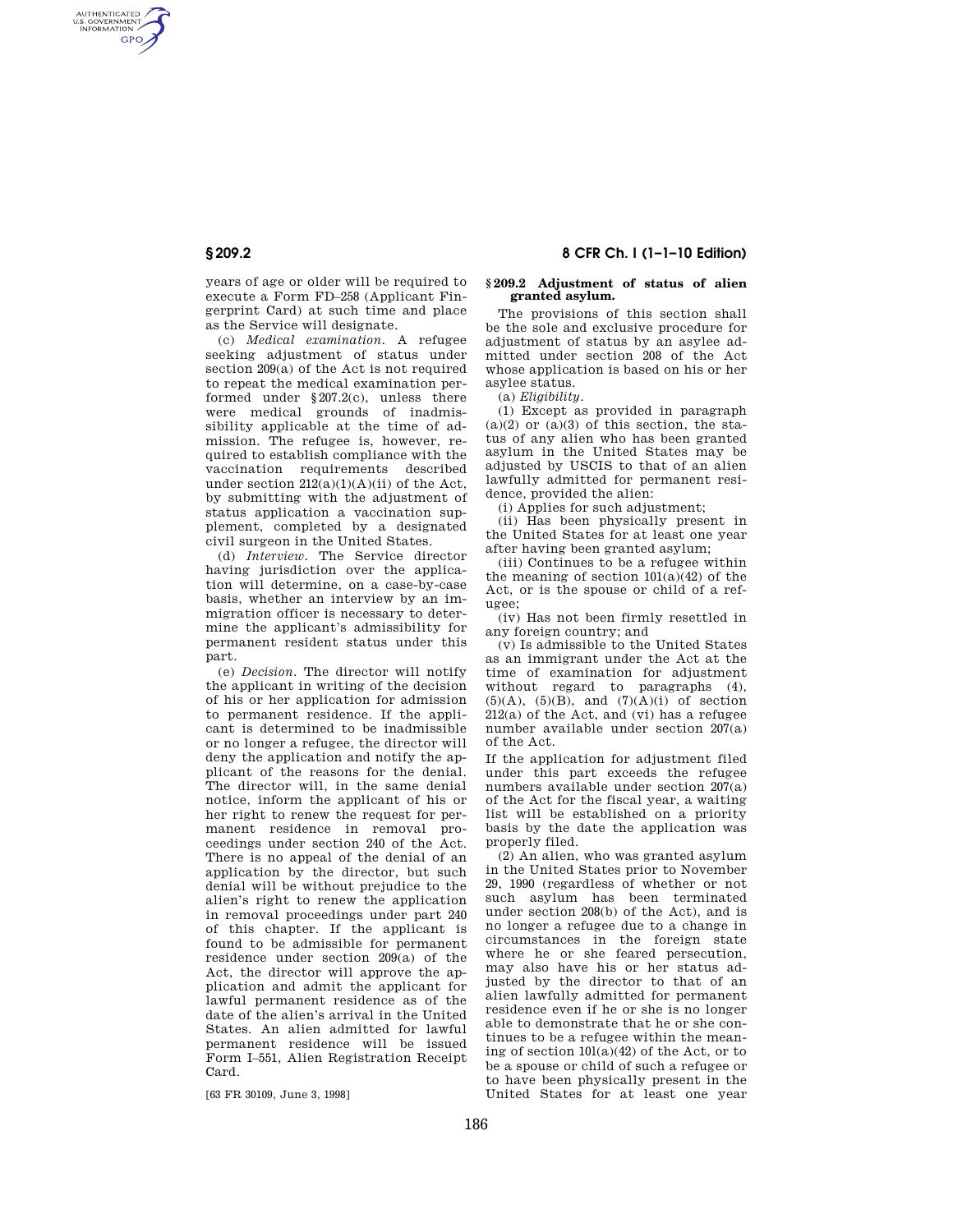years of age or older will be required to execute a Form FD–258 (Applicant Fingerprint Card) at such time and place as the Service will designate.

(c) *Medical examination.* A refugee seeking adjustment of status under section 209(a) of the Act is not required to repeat the medical examination performed under §207.2(c), unless there were medical grounds of inadmissibility applicable at the time of admission. The refugee is, however, required to establish compliance with the vaccination requirements described under section 212(a)(1)(A)(ii) of the Act, by submitting with the adjustment of status application a vaccination supplement, completed by a designated civil surgeon in the United States.

(d) *Interview.* The Service director having jurisdiction over the application will determine, on a case-by-case basis, whether an interview by an immigration officer is necessary to determine the applicant's admissibility for permanent resident status under this part.

(e) *Decision.* The director will notify the applicant in writing of the decision of his or her application for admission to permanent residence. If the applicant is determined to be inadmissible or no longer a refugee, the director will deny the application and notify the applicant of the reasons for the denial. The director will, in the same denial notice, inform the applicant of his or her right to renew the request for permanent residence in removal proceedings under section 240 of the Act. There is no appeal of the denial of an application by the director, but such denial will be without prejudice to the alien's right to renew the application in removal proceedings under part 240 of this chapter. If the applicant is found to be admissible for permanent residence under section 209(a) of the Act, the director will approve the application and admit the applicant for lawful permanent residence as of the date of the alien's arrival in the United States. An alien admitted for lawful permanent residence will be issued Form I–551, Alien Registration Receipt Card.

[63 FR 30109, June 3, 1998]

## §209.2 Adjustment of status of alien granted asylum.

The provisions of this section shall be the sole and exclusive procedure for adjustment of status by an asylee admitted under section 208 of the Act whose application is based on his or her asylee status.

(a) *Eligibility.*

(1) Except as provided in paragraph (a)(2) or (a)(3) of this section, the status of any alien who has been granted asylum in the United States may be adjusted by USCIS to that of an alien lawfully admitted for permanent residence, provided the alien:

(i) Applies for such adjustment;

(ii) Has been physically present in the United States for at least one year after having been granted asylum;

(iii) Continues to be a refugee within the meaning of section 101(a)(42) of the Act, or is the spouse or child of a refugee;

(iv) Has not been firmly resettled in any foreign country; and

(v) Is admissible to the United States as an immigrant under the Act at the time of examination for adjustment without regard to paragraphs (4), (5)(A), (5)(B), and (7)(A)(i) of section 212(a) of the Act, and (vi) has a refugee number available under section 207(a) of the Act.

If the application for adjustment filed under this part exceeds the refugee numbers available under section 207(a) of the Act for the fiscal year, a waiting list will be established on a priority basis by the date the application was properly filed.

(2) An alien, who was granted asylum in the United States prior to November 29, 1990 (regardless of whether or not such asylum has been terminated under section 208(b) of the Act), and is no longer a refugee due to a change in circumstances in the foreign state where he or she feared persecution, may also have his or her status adjusted by the director to that of an alien lawfully admitted for permanent residence even if he or she is no longer able to demonstrate that he or she continues to be a refugee within the meaning of section 101(a)(42) of the Act, or to be a spouse or child of such a refugee or to have been physically present in the United States for at least one year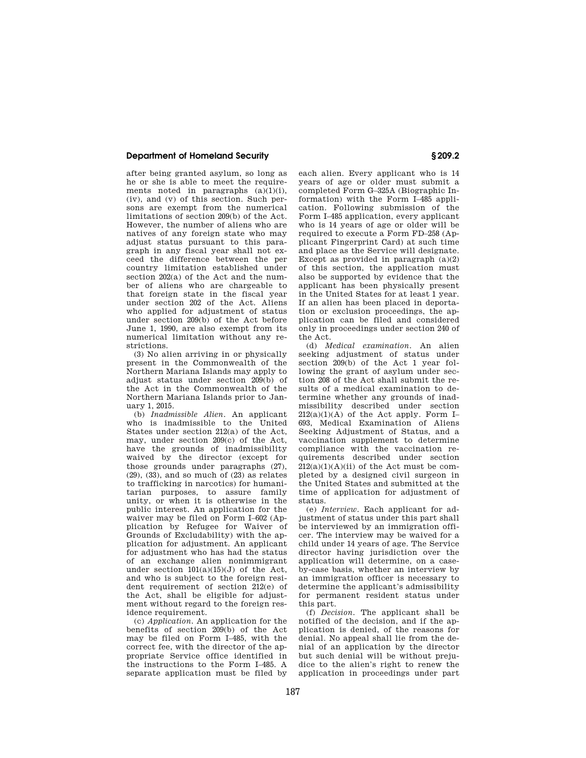after being granted asylum, so long as he or she is able to meet the requirements noted in paragraphs (a)(1)(i), (iv), and (v) of this section. Such persons are exempt from the numerical limitations of section 209(b) of the Act. However, the number of aliens who are natives of any foreign state who may adjust status pursuant to this paragraph in any fiscal year shall not exceed the difference between the per country limitation established under section 202(a) of the Act and the number of aliens who are chargeable to that foreign state in the fiscal year under section 202 of the Act. Aliens who applied for adjustment of status under section 209(b) of the Act before June 1, 1990, are also exempt from its numerical limitation without any restrictions.

(3) No alien arriving in or physically present in the Commonwealth of the Northern Mariana Islands may apply to adjust status under section 209(b) of the Act in the Commonwealth of the Northern Mariana Islands prior to January 1, 2015.

(b) *Inadmissible Alien*. An applicant who is inadmissible to the United States under section 212(a) of the Act, may, under section 209(c) of the Act, have the grounds of inadmissibility waived by the director (except for those grounds under paragraphs (27), (29), (33), and so much of (23) as relates to trafficking in narcotics) for humanitarian purposes, to assure family unity, or when it is otherwise in the public interest. An application for the waiver may be filed on Form I–602 (Application by Refugee for Waiver of Grounds of Excludability) with the application for adjustment. An applicant for adjustment who has had the status of an exchange alien nonimmigrant under section 101(a)(15)(J) of the Act, and who is subject to the foreign resident requirement of section 212(e) of the Act, shall be eligible for adjustment without regard to the foreign residence requirement.

(c) *Application*. An application for the benefits of section 209(b) of the Act may be filed on Form I–485, with the correct fee, with the director of the appropriate Service office identified in the instructions to the Form I–485. A separate application must be filed by each alien. Every applicant who is 14 years of age or older must submit a completed Form G–325A (Biographic Information) with the Form I–485 application. Following submission of the Form I–485 application, every applicant who is 14 years of age or older will be required to execute a Form FD–258 (Applicant Fingerprint Card) at such time and place as the Service will designate. Except as provided in paragraph (a)(2) of this section, the application must also be supported by evidence that the applicant has been physically present in the United States for at least 1 year. If an alien has been placed in deportation or exclusion proceedings, the application can be filed and considered only in proceedings under section 240 of the Act.

(d) *Medical examination*. An alien seeking adjustment of status under section 209(b) of the Act 1 year following the grant of asylum under section 208 of the Act shall submit the results of a medical examination to determine whether any grounds of inadmissibility described under section 212(a)(1)(A) of the Act apply. Form I–693, Medical Examination of Aliens Seeking Adjustment of Status, and a vaccination supplement to determine compliance with the vaccination requirements described under section 212(a)(1)(A)(ii) of the Act must be completed by a designed civil surgeon in the United States and submitted at the time of application for adjustment of status.

(e) *Interview*. Each applicant for adjustment of status under this part shall be interviewed by an immigration officer. The interview may be waived for a child under 14 years of age. The Service director having jurisdiction over the application will determine, on a case-by-case basis, whether an interview by an immigration officer is necessary to determine the applicant's admissibility for permanent resident status under this part.

(f) *Decision*. The applicant shall be notified of the decision, and if the application is denied, of the reasons for denial. No appeal shall lie from the denial of an application by the director but such denial will be without prejudice to the alien's right to renew the application in proceedings under part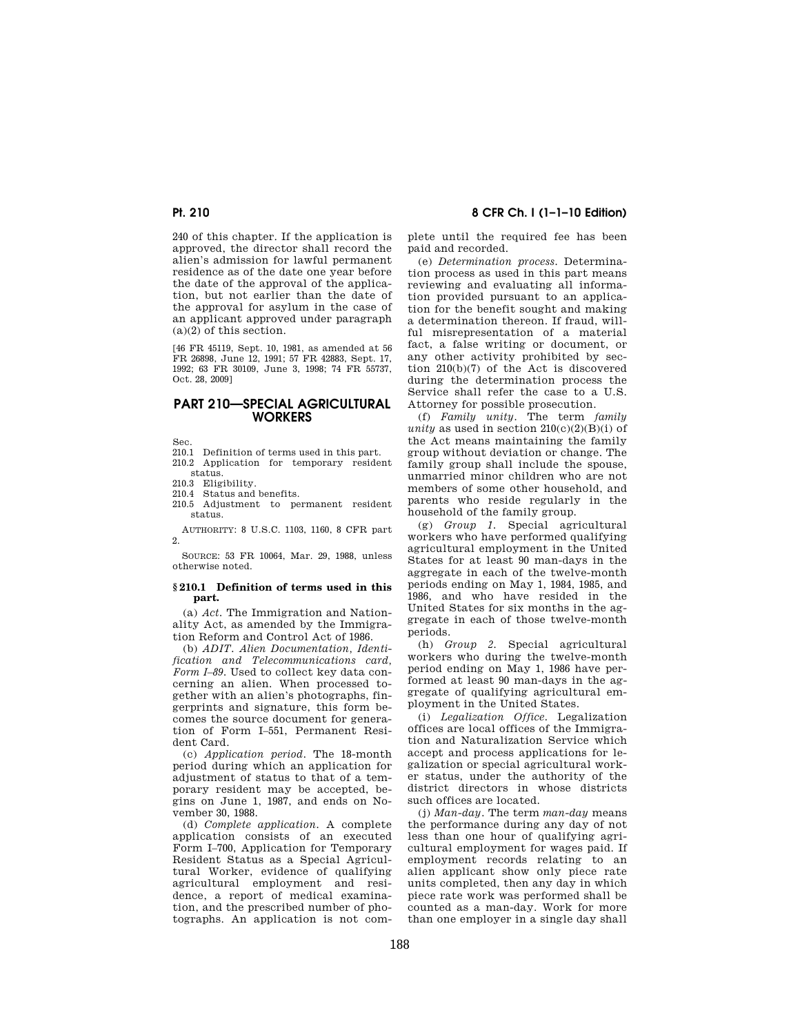240 of this chapter. If the application is approved, the director shall record the alien's admission for lawful permanent residence as of the date one year before the date of the approval of the application, but not earlier than the date of the approval for asylum in the case of an applicant approved under paragraph (a)(2) of this section.

[46 FR 45119, Sept. 10, 1981, as amended at 56 FR 26898, June 12, 1991; 57 FR 42883, Sept. 17, 1992; 63 FR 30109, June 3, 1998; 74 FR 55737, Oct. 28, 2009]

## PART 210—SPECIAL AGRICULTURAL WORKERS

Sec.
210.1 Definition of terms used in this part.
210.2 Application for temporary resident status.
210.3 Eligibility.
210.4 Status and benefits.
210.5 Adjustment to permanent resident status.

AUTHORITY: 8 U.S.C. 1103, 1160, 8 CFR part 2.

SOURCE: 53 FR 10064, Mar. 29, 1988, unless otherwise noted.

### § 210.1 Definition of terms used in this part.

(a) *Act.* The Immigration and Nationality Act, as amended by the Immigration Reform and Control Act of 1986.

(b) *ADIT. Alien Documentation, Identification and Telecommunications card, Form I–89.* Used to collect key data concerning an alien. When processed together with an alien's photographs, fingerprints and signature, this form becomes the source document for generation of Form I–551, Permanent Resident Card.

(c) *Application period.* The 18-month period during which an application for adjustment of status to that of a temporary resident may be accepted, begins on June 1, 1987, and ends on November 30, 1988.

(d) *Complete application.* A complete application consists of an executed Form I–700, Application for Temporary Resident Status as a Special Agricultural Worker, evidence of qualifying agricultural employment and residence, a report of medical examination, and the prescribed number of photographs. An application is not complete until the required fee has been paid and recorded.

(e) *Determination process.* Determination process as used in this part means reviewing and evaluating all information provided pursuant to an application for the benefit sought and making a determination thereon. If fraud, willful misrepresentation of a material fact, a false writing or document, or any other activity prohibited by section 210(b)(7) of the Act is discovered during the determination process the Service shall refer the case to a U.S. Attorney for possible prosecution.

(f) *Family unity.* The term *family unity* as used in section 210(c)(2)(B)(i) of the Act means maintaining the family group without deviation or change. The family group shall include the spouse, unmarried minor children who are not members of some other household, and parents who reside regularly in the household of the family group.

(g) *Group 1.* Special agricultural workers who have performed qualifying agricultural employment in the United States for at least 90 man-days in the aggregate in each of the twelve-month periods ending on May 1, 1984, 1985, and 1986, and who have resided in the United States for six months in the aggregate in each of those twelve-month periods.

(h) *Group 2.* Special agricultural workers who during the twelve-month period ending on May 1, 1986 have performed at least 90 man-days in the aggregate of qualifying agricultural employment in the United States.

(i) *Legalization Office.* Legalization offices are local offices of the Immigration and Naturalization Service which accept and process applications for legalization or special agricultural worker status, under the authority of the district directors in whose districts such offices are located.

(j) *Man-day.* The term *man-day* means the performance during any day of not less than one hour of qualifying agricultural employment for wages paid. If employment records relating to an alien applicant show only piece rate units completed, then any day in which piece rate work was performed shall be counted as a man-day. Work for more than one employer in a single day shall